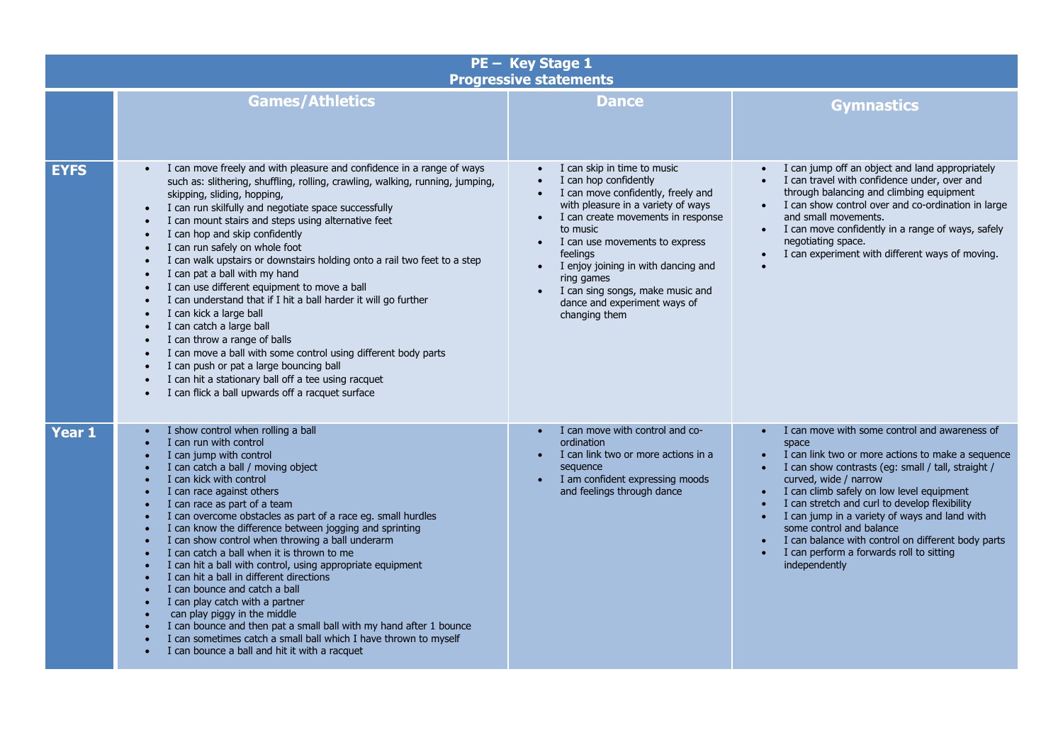# PE – Key Stage 1
## Progressive statements

| | Games/Athletics | Dance | Gymnastics |
|---|---|---|---|
| **EYFS** | • I can move freely and with pleasure and confidence in a range of ways such as: slithering, shuffling, rolling, crawling, walking, running, jumping, skipping, sliding, hopping,<br>• I can run skilfully and negotiate space successfully<br>• I can mount stairs and steps using alternative feet<br>• I can hop and skip confidently<br>• I can run safely on whole foot<br>• I can walk upstairs or downstairs holding onto a rail two feet to a step<br>• I can pat a ball with my hand<br>• I can use different equipment to move a ball<br>• I can understand that if I hit a ball harder it will go further<br>• I can kick a large ball<br>• I can catch a large ball<br>• I can throw a range of balls<br>• I can move a ball with some control using different body parts<br>• I can push or pat a large bouncing ball<br>• I can hit a stationary ball off a tee using racquet<br>• I can flick a ball upwards off a racquet surface | • I can skip in time to music<br>• I can hop confidently<br>• I can move confidently, freely and with pleasure in a variety of ways<br>• I can create movements in response to music<br>• I can use movements to express feelings<br>• I enjoy joining in with dancing and ring games<br>• I can sing songs, make music and dance and experiment ways of changing them | • I can jump off an object and land appropriately<br>• I can travel with confidence under, over and through balancing and climbing equipment<br>• I can show control over and co-ordination in large and small movements.<br>• I can move confidently in a range of ways, safely negotiating space.<br>• I can experiment with different ways of moving.<br>• |
| **Year 1** | • I show control when rolling a ball<br>• I can run with control<br>• I can jump with control<br>• I can catch a ball / moving object<br>• I can kick with control<br>• I can race against others<br>• I can race as part of a team<br>• I can overcome obstacles as part of a race eg. small hurdles<br>• I can know the difference between jogging and sprinting<br>• I can show control when throwing a ball underarm<br>• I can catch a ball when it is thrown to me<br>• I can hit a ball with control, using appropriate equipment<br>• I can hit a ball in different directions<br>• I can bounce and catch a ball<br>• I can play catch with a partner<br>• can play piggy in the middle<br>• I can bounce and then pat a small ball with my hand after 1 bounce<br>• I can sometimes catch a small ball which I have thrown to myself<br>• I can bounce a ball and hit it with a racquet | • I can move with control and co-ordination<br>• I can link two or more actions in a sequence<br>• I am confident expressing moods and feelings through dance | • I can move with some control and awareness of space<br>• I can link two or more actions to make a sequence<br>• I can show contrasts (eg: small / tall, straight / curved, wide / narrow<br>• I can climb safely on low level equipment<br>• I can stretch and curl to develop flexibility<br>• I can jump in a variety of ways and land with some control and balance<br>• I can balance with control on different body parts<br>• I can perform a forwards roll to sitting independently |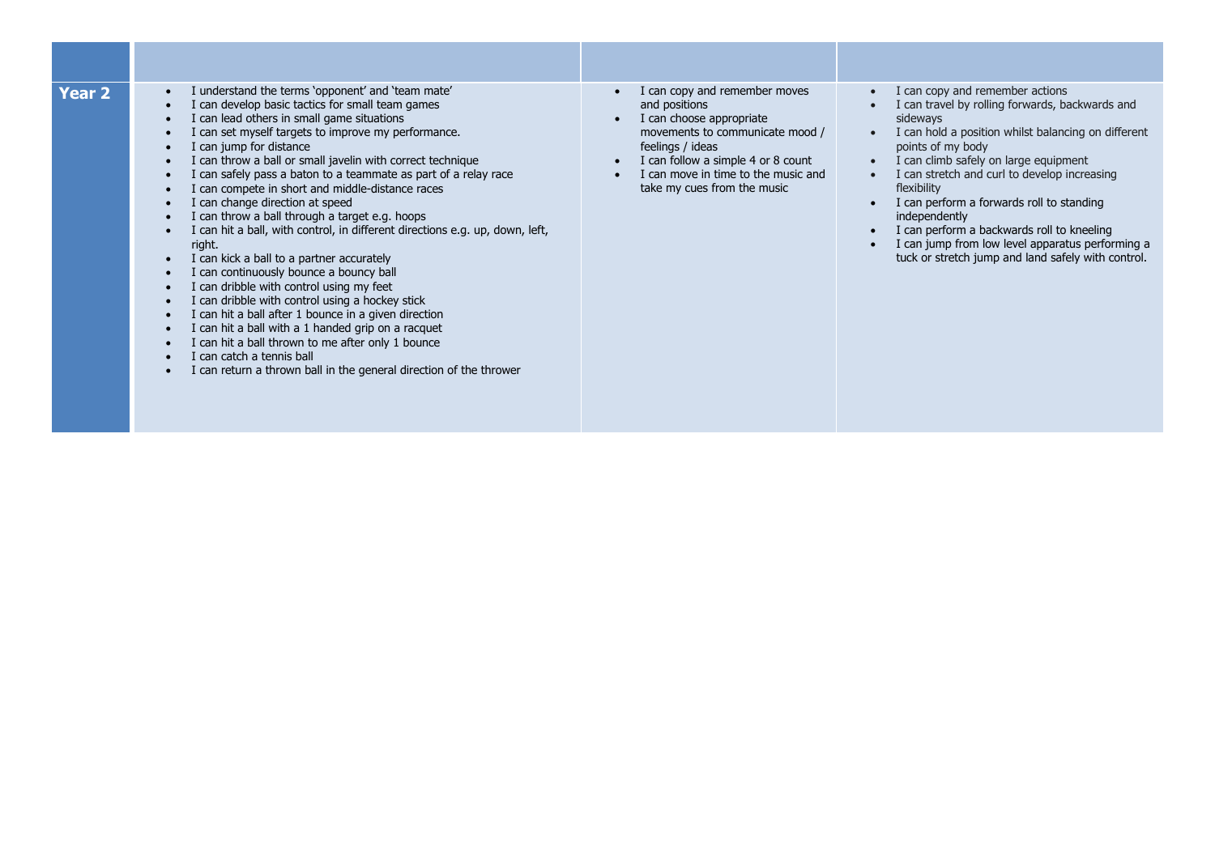| | | | |
|---|---|---|---|
| **Year 2** | • I understand the terms 'opponent' and 'team mate'<br>• I can develop basic tactics for small team games<br>• I can lead others in small game situations<br>• I can set myself targets to improve my performance.<br>• I can jump for distance<br>• I can throw a ball or small javelin with correct technique<br>• I can safely pass a baton to a teammate as part of a relay race<br>• I can compete in short and middle-distance races<br>• I can change direction at speed<br>• I can throw a ball through a target e.g. hoops<br>• I can hit a ball, with control, in different directions e.g. up, down, left, right.<br>• I can kick a ball to a partner accurately<br>• I can continuously bounce a bouncy ball<br>• I can dribble with control using my feet<br>• I can dribble with control using a hockey stick<br>• I can hit a ball after 1 bounce in a given direction<br>• I can hit a ball with a 1 handed grip on a racquet<br>• I can hit a ball thrown to me after only 1 bounce<br>• I can catch a tennis ball<br>• I can return a thrown ball in the general direction of the thrower | • I can copy and remember moves and positions<br>• I can choose appropriate movements to communicate mood / feelings / ideas<br>• I can follow a simple 4 or 8 count<br>• I can move in time to the music and take my cues from the music | • I can copy and remember actions<br>• I can travel by rolling forwards, backwards and sideways<br>• I can hold a position whilst balancing on different points of my body<br>• I can climb safely on large equipment<br>• I can stretch and curl to develop increasing flexibility<br>• I can perform a forwards roll to standing independently<br>• I can perform a backwards roll to kneeling<br>• I can jump from low level apparatus performing a tuck or stretch jump and land safely with control. |